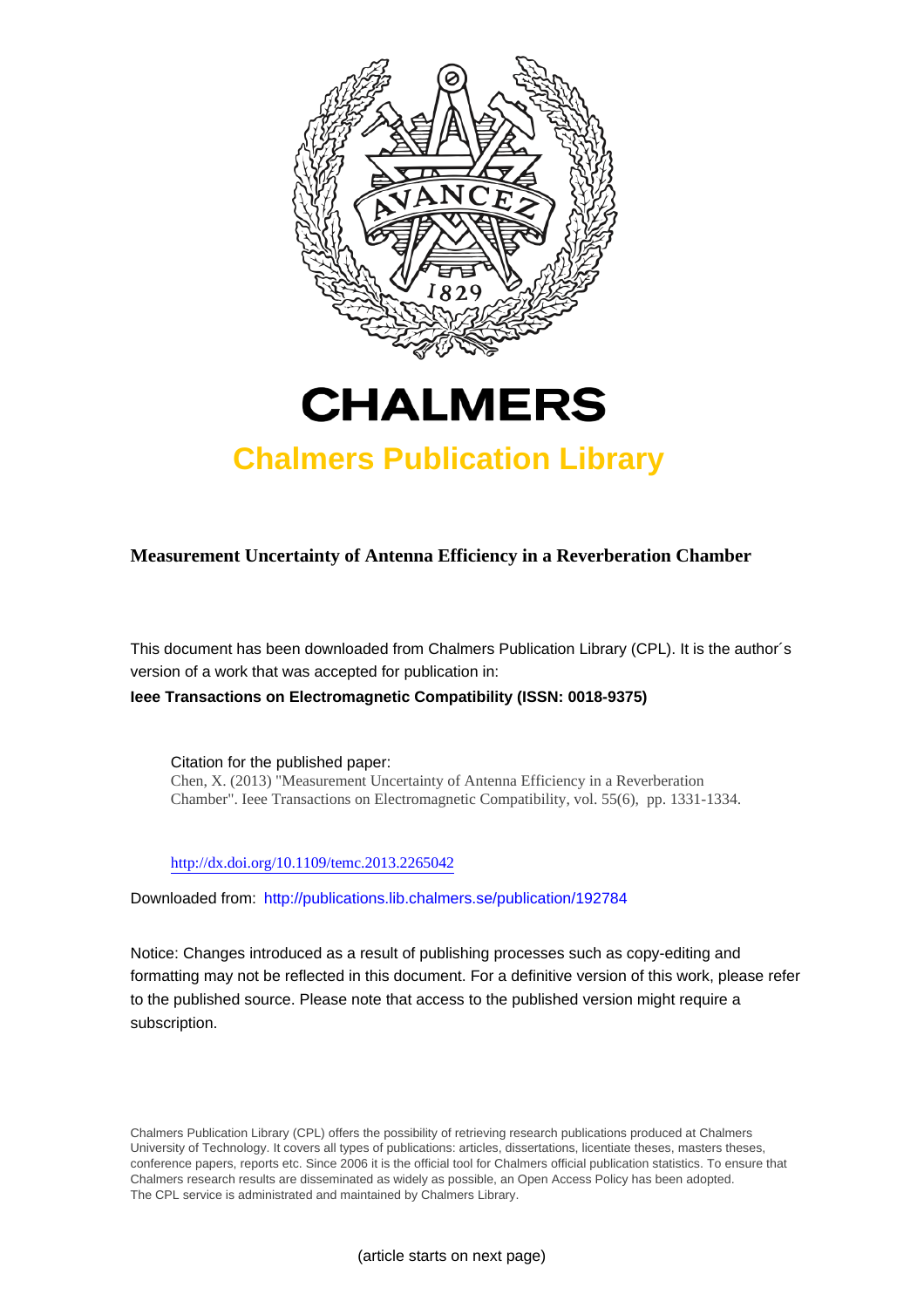# CHALMERS

## Chalmers Publication Library

**Measurement Uncertainty of Antenna Efficiency in a Reverberation Chamber**

This document has been downloaded from Chalmers Publication Library (CPL). It is the author´s version of a work that was accepted for publication in:

**Ieee Transactions on Electromagnetic Compatibility (ISSN: 0018-9375)**

Citation for the published paper:
Chen, X. (2013) "Measurement Uncertainty of Antenna Efficiency in a Reverberation Chamber". Ieee Transactions on Electromagnetic Compatibility, vol. 55(6), pp. 1331-1334.

http://dx.doi.org/10.1109/temc.2013.2265042

Downloaded from: http://publications.lib.chalmers.se/publication/192784

Notice: Changes introduced as a result of publishing processes such as copy-editing and formatting may not be reflected in this document. For a definitive version of this work, please refer to the published source. Please note that access to the published version might require a subscription.

Chalmers Publication Library (CPL) offers the possibility of retrieving research publications produced at Chalmers University of Technology. It covers all types of publications: articles, dissertations, licentiate theses, masters theses, conference papers, reports etc. Since 2006 it is the official tool for Chalmers official publication statistics. To ensure that Chalmers research results are disseminated as widely as possible, an Open Access Policy has been adopted. The CPL service is administrated and maintained by Chalmers Library.

(article starts on next page)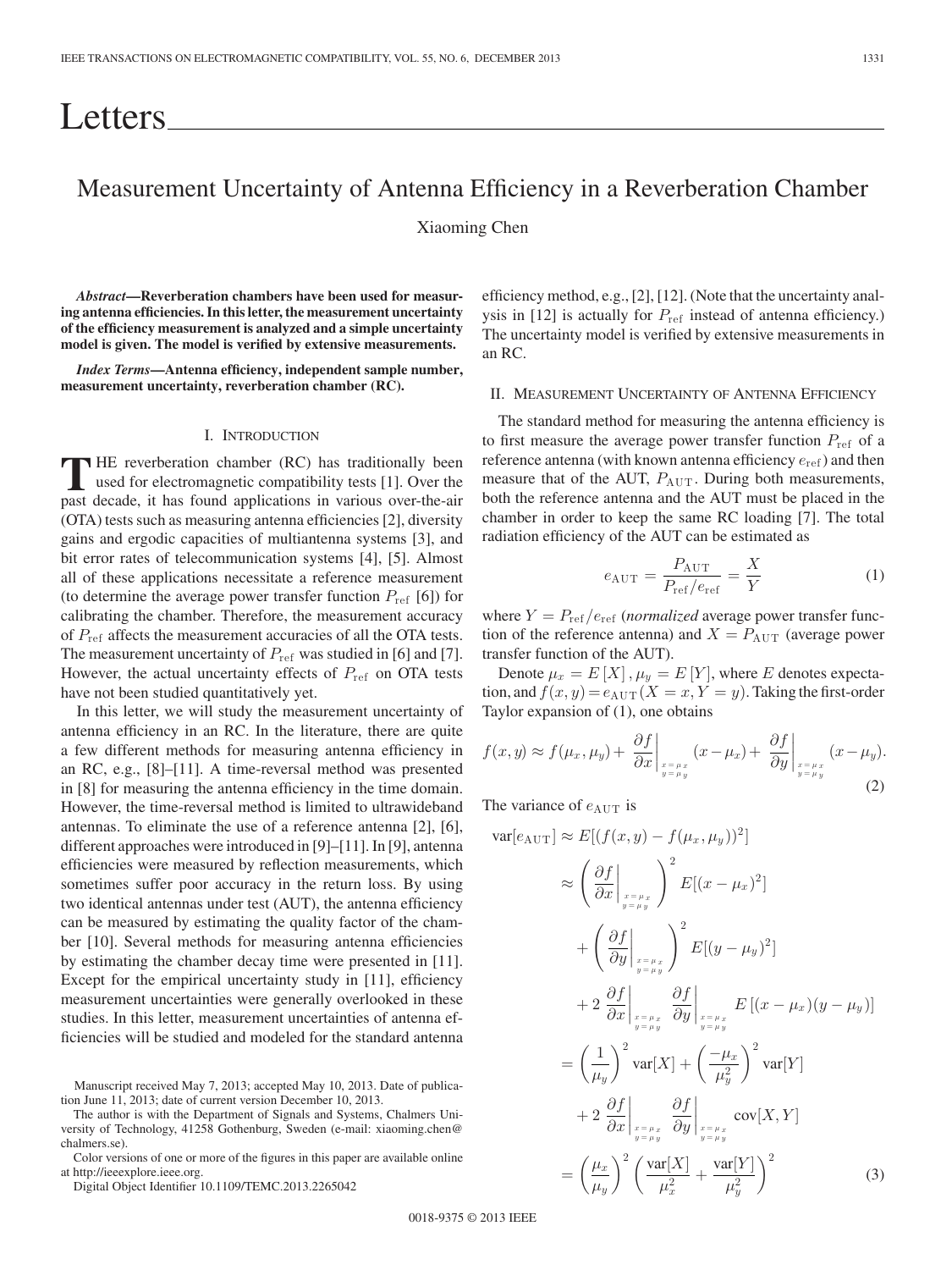# Letters

# Measurement Uncertainty of Antenna Efficiency in a Reverberation Chamber

Xiaoming Chen

***Abstract*—Reverberation chambers have been used for measuring antenna efficiencies. In this letter, the measurement uncertainty of the efficiency measurement is analyzed and a simple uncertainty model is given. The model is verified by extensive measurements.**

***Index Terms*—Antenna efficiency, independent sample number, measurement uncertainty, reverberation chamber (RC).**

## I. Introduction

The reverberation chamber (RC) has traditionally been used for electromagnetic compatibility tests [1]. Over the past decade, it has found applications in various over-the-air (OTA) tests such as measuring antenna efficiencies [2], diversity gains and ergodic capacities of multiantenna systems [3], and bit error rates of telecommunication systems [4], [5]. Almost all of these applications necessitate a reference measurement (to determine the average power transfer function $P_{\text{ref}}$ [6]) for calibrating the chamber. Therefore, the measurement accuracy of $P_{\text{ref}}$ affects the measurement accuracies of all the OTA tests. The measurement uncertainty of $P_{\text{ref}}$ was studied in [6] and [7]. However, the actual uncertainty effects of $P_{\text{ref}}$ on OTA tests have not been studied quantitatively yet.

In this letter, we will study the measurement uncertainty of antenna efficiency in an RC. In the literature, there are quite a few different methods for measuring antenna efficiency in an RC, e.g., [8]–[11]. A time-reversal method was presented in [8] for measuring the antenna efficiency in the time domain. However, the time-reversal method is limited to ultrawideband antennas. To eliminate the use of a reference antenna [2], [6], different approaches were introduced in [9]–[11]. In [9], antenna efficiencies were measured by reflection measurements, which sometimes suffer poor accuracy in the return loss. By using two identical antennas under test (AUT), the antenna efficiency can be measured by estimating the quality factor of the chamber [10]. Several methods for measuring antenna efficiencies by estimating the chamber decay time were presented in [11]. Except for the empirical uncertainty study in [11], efficiency measurement uncertainties were generally overlooked in these studies. In this letter, measurement uncertainties of antenna efficiencies will be studied and modeled for the standard antenna efficiency method, e.g., [2], [12]. (Note that the uncertainty analysis in [12] is actually for $P_{\text{ref}}$ instead of antenna efficiency.) The uncertainty model is verified by extensive measurements in an RC.

Manuscript received May 7, 2013; accepted May 10, 2013. Date of publication June 11, 2013; date of current version December 10, 2013.

The author is with the Department of Signals and Systems, Chalmers University of Technology, 41258 Gothenburg, Sweden (e-mail: xiaoming.chen@chalmers.se).

Color versions of one or more of the figures in this paper are available online at http://ieeexplore.ieee.org.

Digital Object Identifier 10.1109/TEMC.2013.2265042

## II. Measurement Uncertainty of Antenna Efficiency

The standard method for measuring the antenna efficiency is to first measure the average power transfer function $P_{\text{ref}}$ of a reference antenna (with known antenna efficiency $e_{\text{ref}}$) and then measure that of the AUT, $P_{\text{AUT}}$. During both measurements, both the reference antenna and the AUT must be placed in the chamber in order to keep the same RC loading [7]. The total radiation efficiency of the AUT can be estimated as

$$e_{\text{AUT}} = \frac{P_{\text{AUT}}}{P_{\text{ref}}/e_{\text{ref}}} = \frac{X}{Y} \tag{1}$$

where $Y = P_{\text{ref}}/e_{\text{ref}}$ (*normalized* average power transfer function of the reference antenna) and $X = P_{\text{AUT}}$ (average power transfer function of the AUT).

Denote $\mu_x = E[X]$, $\mu_y = E[Y]$, where $E$ denotes expectation, and $f(x,y) = e_{\text{AUT}}(X = x, Y = y)$. Taking the first-order Taylor expansion of (1), one obtains

$$f(x,y) \approx f(\mu_x, \mu_y) + \left.\frac{\partial f}{\partial x}\right|_{\substack{x=\mu_x \\ y=\mu_y}} (x - \mu_x) + \left.\frac{\partial f}{\partial y}\right|_{\substack{x=\mu_x \\ y=\mu_y}} (x - \mu_y). \tag{2}$$

The variance of $e_{\text{AUT}}$ is

$$\begin{aligned}
\text{var}[e_{\text{AUT}}] &\approx E[(f(x,y) - f(\mu_x,\mu_y))^2] \\
&\approx \left(\left.\frac{\partial f}{\partial x}\right|_{\substack{x=\mu_x \\ y=\mu_y}}\right)^2 E[(x-\mu_x)^2] \\
&\quad + \left(\left.\frac{\partial f}{\partial y}\right|_{\substack{x=\mu_x \\ y=\mu_y}}\right)^2 E[(y-\mu_y)^2] \\
&\quad + 2\left.\frac{\partial f}{\partial x}\right|_{\substack{x=\mu_x \\ y=\mu_y}} \left.\frac{\partial f}{\partial y}\right|_{\substack{x=\mu_x \\ y=\mu_y}} E[(x-\mu_x)(y-\mu_y)] \\
&= \left(\frac{1}{\mu_y}\right)^2 \text{var}[X] + \left(\frac{-\mu_x}{\mu_y^2}\right)^2 \text{var}[Y] \\
&\quad + 2\left.\frac{\partial f}{\partial x}\right|_{\substack{x=\mu_x \\ y=\mu_y}} \left.\frac{\partial f}{\partial y}\right|_{\substack{x=\mu_x \\ y=\mu_y}} \text{cov}[X,Y] \\
&= \left(\frac{\mu_x}{\mu_y}\right)^2 \left(\frac{\text{var}[X]}{\mu_x^2} + \frac{\text{var}[Y]}{\mu_y^2}\right)^2
\end{aligned} \tag{3}$$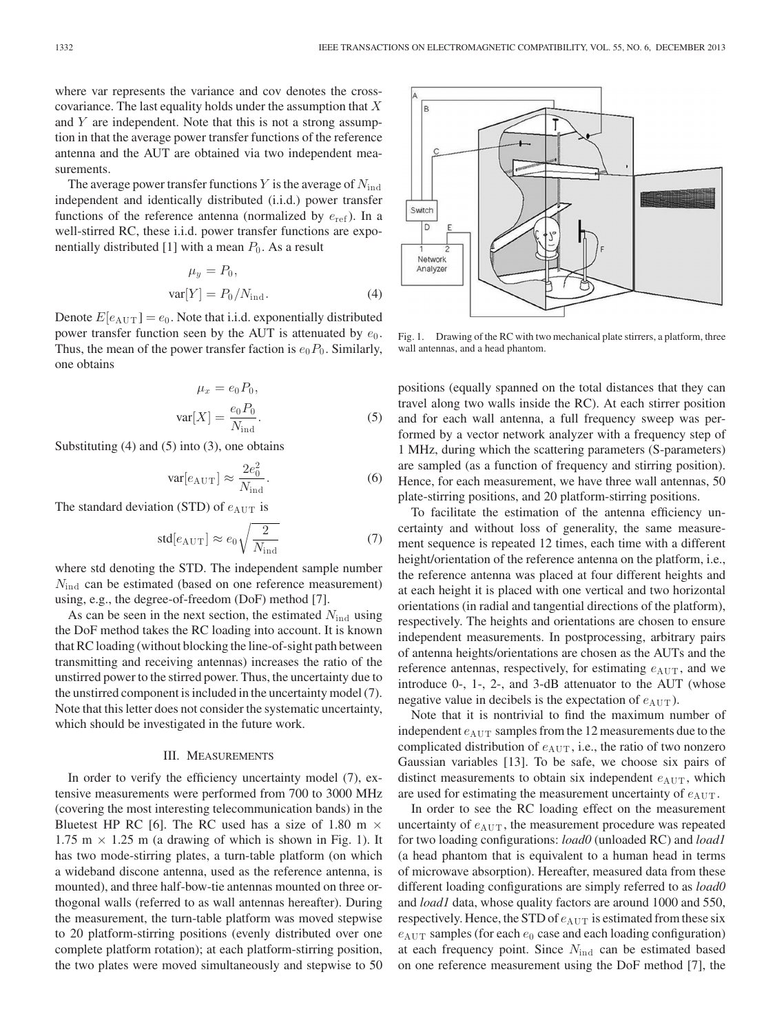where var represents the variance and cov denotes the cross-covariance. The last equality holds under the assumption that $X$ and $Y$ are independent. Note that this is not a strong assumption in that the average power transfer functions of the reference antenna and the AUT are obtained via two independent measurements.

The average power transfer functions $Y$ is the average of $N_{\rm ind}$ independent and identically distributed (i.i.d.) power transfer functions of the reference antenna (normalized by $e_{\rm ref}$). In a well-stirred RC, these i.i.d. power transfer functions are exponentially distributed [1] with a mean $P_0$. As a result

$$\mu_y = P_0,$$
$$\text{var}[Y] = P_0/N_{\rm ind}. \tag{4}$$

Denote $E[e_{\rm AUT}] = e_0$. Note that i.i.d. exponentially distributed power transfer function seen by the AUT is attenuated by $e_0$. Thus, the mean of the power transfer faction is $e_0 P_0$. Similarly, one obtains

$$\mu_x = e_0 P_0,$$
$$\text{var}[X] = \frac{e_0 P_0}{N_{\rm ind}}. \tag{5}$$

Substituting (4) and (5) into (3), one obtains

$$\text{var}[e_{\rm AUT}] \approx \frac{2e_0^2}{N_{\rm ind}}. \tag{6}$$

The standard deviation (STD) of $e_{\rm AUT}$ is

$$\text{std}[e_{\rm AUT}] \approx e_0\sqrt{\frac{2}{N_{\rm ind}}} \tag{7}$$

where std denoting the STD. The independent sample number $N_{\rm ind}$ can be estimated (based on one reference measurement) using, e.g., the degree-of-freedom (DoF) method [7].

As can be seen in the next section, the estimated $N_{\rm ind}$ using the DoF method takes the RC loading into account. It is known that RC loading (without blocking the line-of-sight path between transmitting and receiving antennas) increases the ratio of the unstirred power to the stirred power. Thus, the uncertainty due to the unstirred component is included in the uncertainty model (7). Note that this letter does not consider the systematic uncertainty, which should be investigated in the future work.

## III. Measurements

In order to verify the efficiency uncertainty model (7), extensive measurements were performed from 700 to 3000 MHz (covering the most interesting telecommunication bands) in the Bluetest HP RC [6]. The RC used has a size of 1.80 m × 1.75 m × 1.25 m (a drawing of which is shown in Fig. 1). It has two mode-stirring plates, a turn-table platform (on which a wideband discone antenna, used as the reference antenna, is mounted), and three half-bow-tie antennas mounted on three orthogonal walls (referred to as wall antennas hereafter). During the measurement, the turn-table platform was moved stepwise to 20 platform-stirring positions (evenly distributed over one complete platform rotation); at each platform-stirring position, the two plates were moved simultaneously and stepwise to 50 positions (equally spanned on the total distances that they can travel along two walls inside the RC). At each stirrer position and for each wall antenna, a full frequency sweep was performed by a vector network analyzer with a frequency step of 1 MHz, during which the scattering parameters (S-parameters) are sampled (as a function of frequency and stirring position). Hence, for each measurement, we have three wall antennas, 50 plate-stirring positions, and 20 platform-stirring positions.

Fig. 1. Drawing of the RC with two mechanical plate stirrers, a platform, three wall antennas, and a head phantom.

To facilitate the estimation of the antenna efficiency uncertainty and without loss of generality, the same measurement sequence is repeated 12 times, each time with a different height/orientation of the reference antenna on the platform, i.e., the reference antenna was placed at four different heights and at each height it is placed with one vertical and two horizontal orientations (in radial and tangential directions of the platform), respectively. The heights and orientations are chosen to ensure independent measurements. In postprocessing, arbitrary pairs of antenna heights/orientations are chosen as the AUTs and the reference antennas, respectively, for estimating $e_{\rm AUT}$, and we introduce 0-, 1-, 2-, and 3-dB attenuator to the AUT (whose negative value in decibels is the expectation of $e_{\rm AUT}$).

Note that it is nontrivial to find the maximum number of independent $e_{\rm AUT}$ samples from the 12 measurements due to the complicated distribution of $e_{\rm AUT}$, i.e., the ratio of two nonzero Gaussian variables [13]. To be safe, we choose six pairs of distinct measurements to obtain six independent $e_{\rm AUT}$, which are used for estimating the measurement uncertainty of $e_{\rm AUT}$.

In order to see the RC loading effect on the measurement uncertainty of $e_{\rm AUT}$, the measurement procedure was repeated for two loading configurations: *load0* (unloaded RC) and *load1* (a head phantom that is equivalent to a human head in terms of microwave absorption). Hereafter, measured data from these different loading configurations are simply referred to as *load0* and *load1* data, whose quality factors are around 1000 and 550, respectively. Hence, the STD of $e_{\rm AUT}$ is estimated from these six $e_{\rm AUT}$ samples (for each $e_0$ case and each loading configuration) at each frequency point. Since $N_{\rm ind}$ can be estimated based on one reference measurement using the DoF method [7], the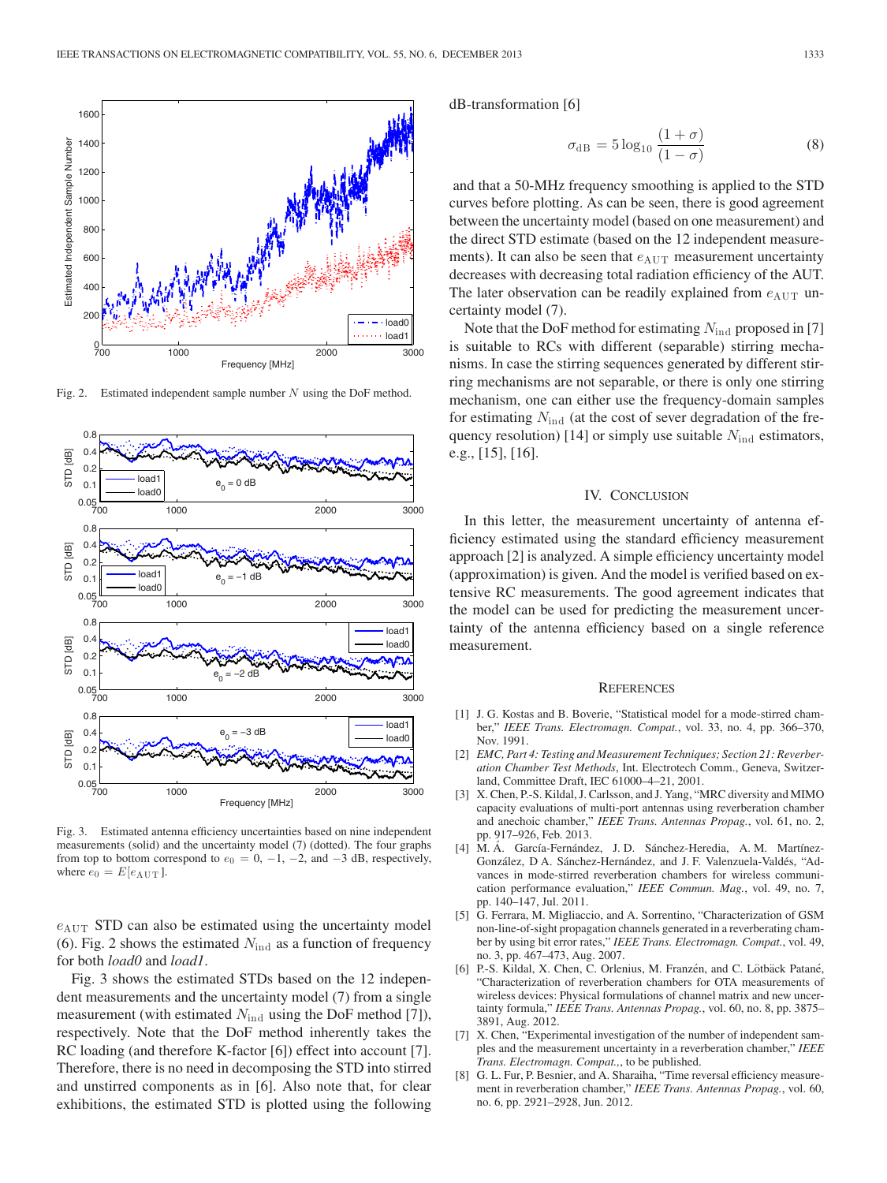Fig. 2. Estimated independent sample number $N$ using the DoF method.

Fig. 3. Estimated antenna efficiency uncertainties based on nine independent measurements (solid) and the uncertainty model (7) (dotted). The four graphs from top to bottom correspond to $e_0 = 0, -1, -2,$ and $-3$ dB, respectively, where $e_0 = E[e_{\rm AUT}]$.

$e_{\rm AUT}$ STD can also be estimated using the uncertainty model (6). Fig. 2 shows the estimated $N_{\rm ind}$ as a function of frequency for both *load0* and *load1*.

Fig. 3 shows the estimated STDs based on the 12 independent measurements and the uncertainty model (7) from a single measurement (with estimated $N_{\rm ind}$ using the DoF method [7]), respectively. Note that the DoF method inherently takes the RC loading (and therefore K-factor [6]) effect into account [7]. Therefore, there is no need in decomposing the STD into stirred and unstirred components as in [6]. Also note that, for clear exhibitions, the estimated STD is plotted using the following dB-transformation [6]

$$\sigma_{\rm dB} = 5\log_{10}\frac{(1+\sigma)}{(1-\sigma)} \tag{8}$$

and that a 50-MHz frequency smoothing is applied to the STD curves before plotting. As can be seen, there is good agreement between the uncertainty model (based on one measurement) and the direct STD estimate (based on the 12 independent measurements). It can also be seen that $e_{\rm AUT}$ measurement uncertainty decreases with decreasing total radiation efficiency of the AUT. The later observation can be readily explained from $e_{\rm AUT}$ uncertainty model (7).

Note that the DoF method for estimating $N_{\rm ind}$ proposed in [7] is suitable to RCs with different (separable) stirring mechanisms. In case the stirring sequences generated by different stirring mechanisms are not separable, or there is only one stirring mechanism, one can either use the frequency-domain samples for estimating $N_{\rm ind}$ (at the cost of sever degradation of the frequency resolution) [14] or simply use suitable $N_{\rm ind}$ estimators, e.g., [15], [16].

## IV. Conclusion

In this letter, the measurement uncertainty of antenna efficiency estimated using the standard efficiency measurement approach [2] is analyzed. A simple efficiency uncertainty model (approximation) is given. And the model is verified based on extensive RC measurements. The good agreement indicates that the model can be used for predicting the measurement uncertainty of the antenna efficiency based on a single reference measurement.

## References

[1] J. G. Kostas and B. Boverie, "Statistical model for a mode-stirred chamber," *IEEE Trans. Electromagn. Compat.*, vol. 33, no. 4, pp. 366–370, Nov. 1991.

[2] *EMC, Part 4: Testing and Measurement Techniques; Section 21: Reverberation Chamber Test Methods*, Int. Electrotech Comm., Geneva, Switzerland, Committee Draft, IEC 61000–4–21, 2001.

[3] X. Chen, P.-S. Kildal, J. Carlsson, and J. Yang, "MRC diversity and MIMO capacity evaluations of multi-port antennas using reverberation chamber and anechoic chamber," *IEEE Trans. Antennas Propag.*, vol. 61, no. 2, pp. 917–926, Feb. 2013.

[4] M. Á. García-Fernández, J. D. Sánchez-Heredia, A. M. Martínez-González, D A. Sánchez-Hernández, and J. F. Valenzuela-Valdés, "Advances in mode-stirred reverberation chambers for wireless communication performance evaluation," *IEEE Commun. Mag.*, vol. 49, no. 7, pp. 140–147, Jul. 2011.

[5] G. Ferrara, M. Migliaccio, and A. Sorrentino, "Characterization of GSM non-line-of-sight propagation channels generated in a reverberating chamber by using bit error rates," *IEEE Trans. Electromagn. Compat.*, vol. 49, no. 3, pp. 467–473, Aug. 2007.

[6] P.-S. Kildal, X. Chen, C. Orlenius, M. Franzén, and C. Lötbäck Patané, "Characterization of reverberation chambers for OTA measurements of wireless devices: Physical formulations of channel matrix and new uncertainty formula," *IEEE Trans. Antennas Propag.*, vol. 60, no. 8, pp. 3875–3891, Aug. 2012.

[7] X. Chen, "Experimental investigation of the number of independent samples and the measurement uncertainty in a reverberation chamber," *IEEE Trans. Electromagn. Compat.*, to be published.

[8] G. L. Fur, P. Besnier, and A. Sharaiha, "Time reversal efficiency measurement in reverberation chamber," *IEEE Trans. Antennas Propag.*, vol. 60, no. 6, pp. 2921–2928, Jun. 2012.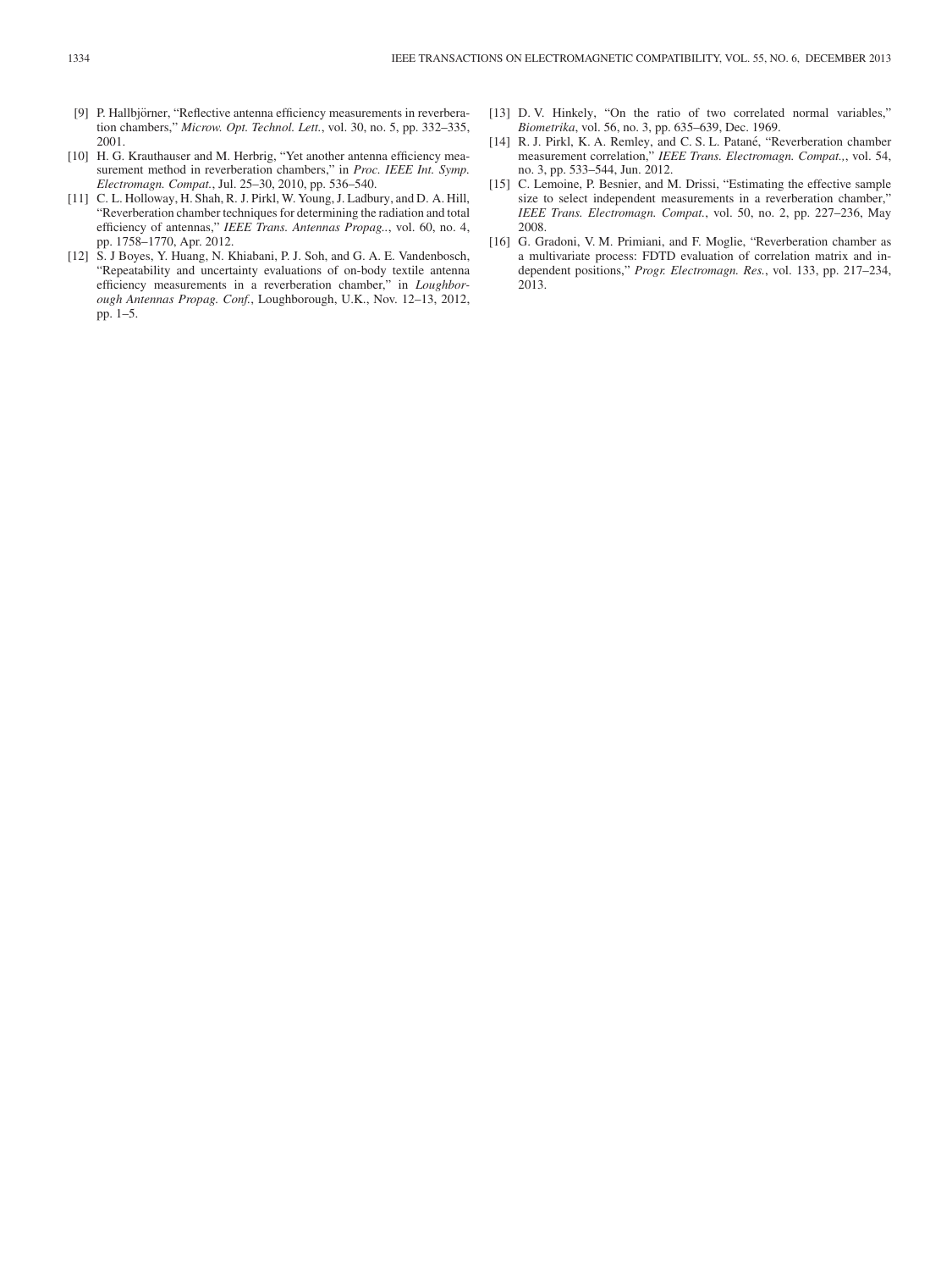[9] P. Hallbjörner, "Reflective antenna efficiency measurements in reverberation chambers," *Microw. Opt. Technol. Lett.*, vol. 30, no. 5, pp. 332–335, 2001.

[10] H. G. Krauthauser and M. Herbrig, "Yet another antenna efficiency measurement method in reverberation chambers," in *Proc. IEEE Int. Symp. Electromagn. Compat.*, Jul. 25–30, 2010, pp. 536–540.

[11] C. L. Holloway, H. Shah, R. J. Pirkl, W. Young, J. Ladbury, and D. A. Hill, "Reverberation chamber techniques for determining the radiation and total efficiency of antennas," *IEEE Trans. Antennas Propag.*, vol. 60, no. 4, pp. 1758–1770, Apr. 2012.

[12] S. J Boyes, Y. Huang, N. Khiabani, P. J. Soh, and G. A. E. Vandenbosch, "Repeatability and uncertainty evaluations of on-body textile antenna efficiency measurements in a reverberation chamber," in *Loughborough Antennas Propag. Conf.*, Loughborough, U.K., Nov. 12–13, 2012, pp. 1–5.

[13] D. V. Hinkely, "On the ratio of two correlated normal variables," *Biometrika*, vol. 56, no. 3, pp. 635–639, Dec. 1969.

[14] R. J. Pirkl, K. A. Remley, and C. S. L. Patané, "Reverberation chamber measurement correlation," *IEEE Trans. Electromagn. Compat.*,, vol. 54, no. 3, pp. 533–544, Jun. 2012.

[15] C. Lemoine, P. Besnier, and M. Drissi, "Estimating the effective sample size to select independent measurements in a reverberation chamber," *IEEE Trans. Electromagn. Compat.*, vol. 50, no. 2, pp. 227–236, May 2008.

[16] G. Gradoni, V. M. Primiani, and F. Moglie, "Reverberation chamber as a multivariate process: FDTD evaluation of correlation matrix and independent positions," *Progr. Electromagn. Res.*, vol. 133, pp. 217–234, 2013.